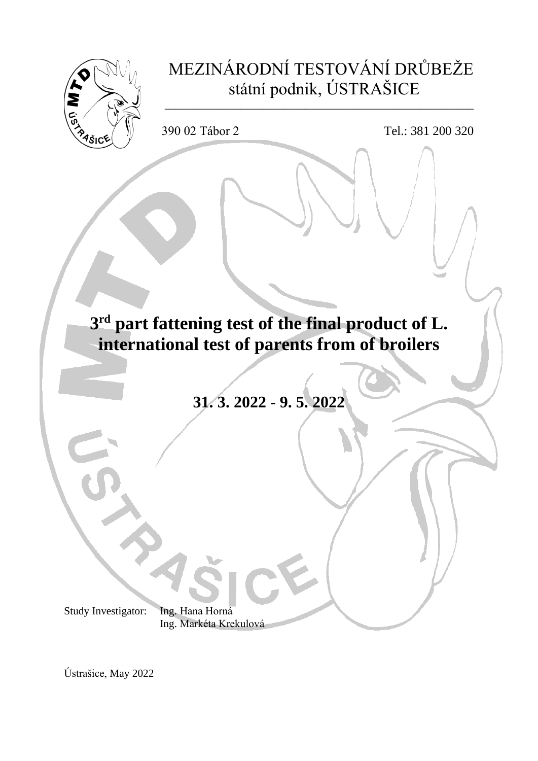MEZINÁRODNÍ TESTOVÁNÍ DRŮBEŽE
státní podnik, ÚSTRAŠICE

390 02 Tábor 2 Tel.: 381 200 320

# 3rd part fattening test of the final product of L. international test of parents from of broilers

**31. 3. 2022 - 9. 5. 2022**

Study Investigator: Ing. Hana Horná
Ing. Markéta Krekulová

Ústrašice, May 2022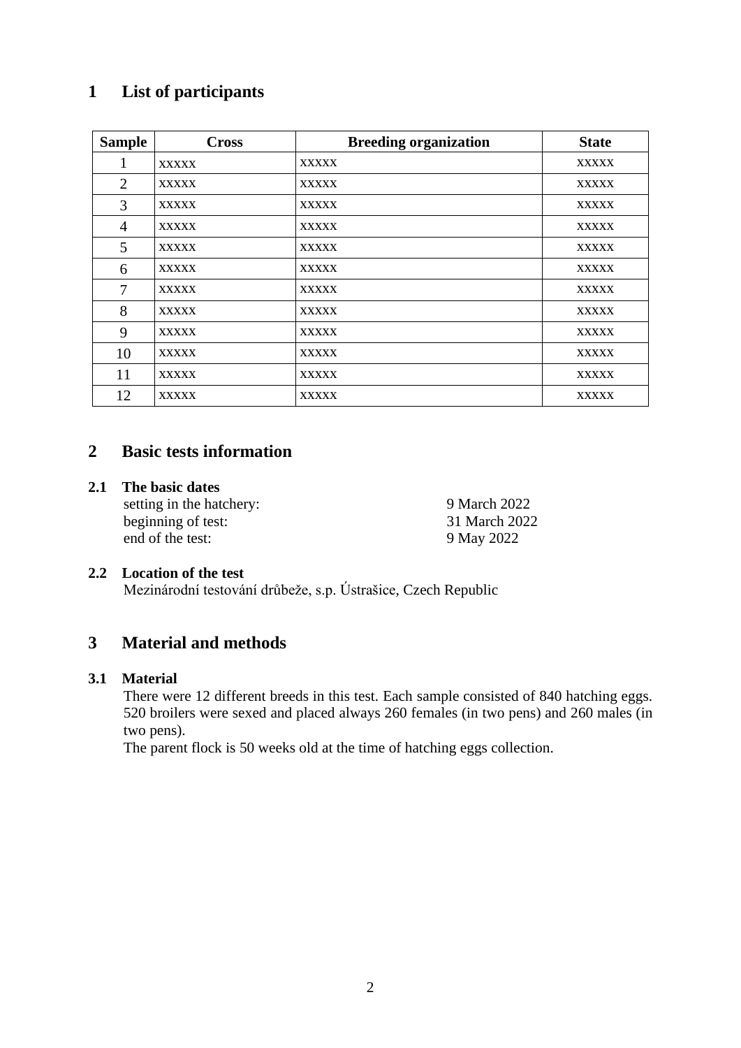# 1 List of participants

| Sample | Cross | Breeding organization | State |
|---|---|---|---|
| 1 | xxxxx | xxxxx | xxxxx |
| 2 | xxxxx | xxxxx | xxxxx |
| 3 | xxxxx | xxxxx | xxxxx |
| 4 | xxxxx | xxxxx | xxxxx |
| 5 | xxxxx | xxxxx | xxxxx |
| 6 | xxxxx | xxxxx | xxxxx |
| 7 | xxxxx | xxxxx | xxxxx |
| 8 | xxxxx | xxxxx | xxxxx |
| 9 | xxxxx | xxxxx | xxxxx |
| 10 | xxxxx | xxxxx | xxxxx |
| 11 | xxxxx | xxxxx | xxxxx |
| 12 | xxxxx | xxxxx | xxxxx |

# 2 Basic tests information

## 2.1 The basic dates

setting in the hatchery: 9 March 2022
beginning of test: 31 March 2022
end of the test: 9 May 2022

## 2.2 Location of the test

Mezinárodní testování drůbeže, s.p. Ústrašice, Czech Republic

# 3 Material and methods

## 3.1 Material

There were 12 different breeds in this test. Each sample consisted of 840 hatching eggs. 520 broilers were sexed and placed always 260 females (in two pens) and 260 males (in two pens).

The parent flock is 50 weeks old at the time of hatching eggs collection.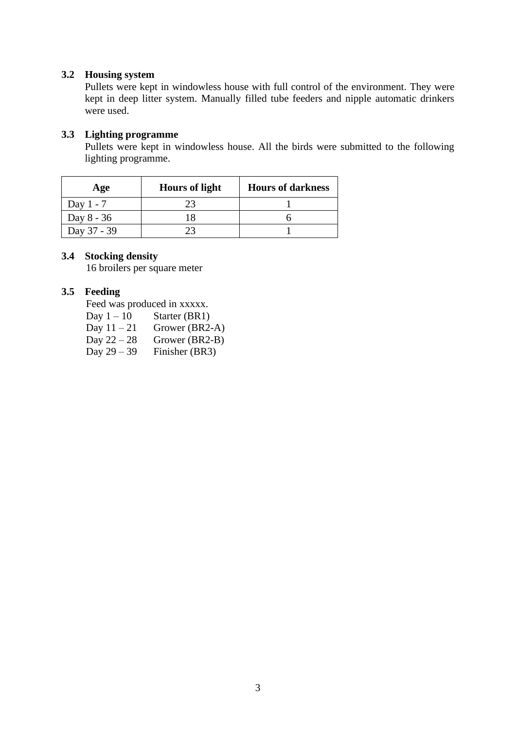### 3.2 Housing system

Pullets were kept in windowless house with full control of the environment. They were kept in deep litter system. Manually filled tube feeders and nipple automatic drinkers were used.

### 3.3 Lighting programme

Pullets were kept in windowless house. All the birds were submitted to the following lighting programme.

| Age | Hours of light | Hours of darkness |
|---|---|---|
| Day 1 - 7 | 23 | 1 |
| Day 8 - 36 | 18 | 6 |
| Day 37 - 39 | 23 | 1 |

### 3.4 Stocking density

16 broilers per square meter

### 3.5 Feeding

Feed was produced in xxxxx.

Day 1 – 10 Starter (BR1)
Day 11 – 21 Grower (BR2-A)
Day 22 – 28 Grower (BR2-B)
Day 29 – 39 Finisher (BR3)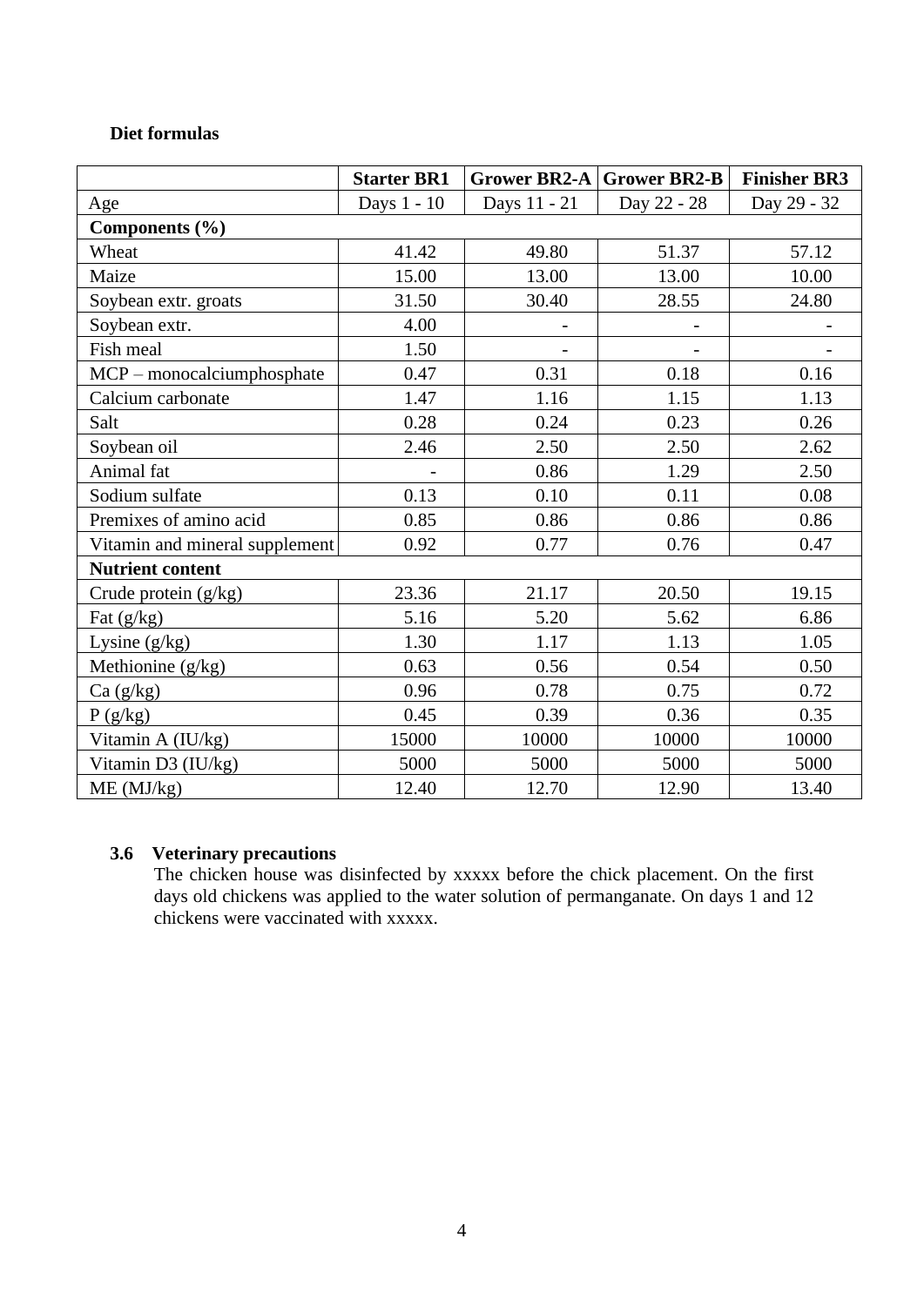**Diet formulas**

| | Starter BR1 | Grower BR2-A | Grower BR2-B | Finisher BR3 |
|---|---|---|---|---|
| Age | Days 1 - 10 | Days 11 - 21 | Day 22 - 28 | Day 29 - 32 |
| **Components (%)** | | | | |
| Wheat | 41.42 | 49.80 | 51.37 | 57.12 |
| Maize | 15.00 | 13.00 | 13.00 | 10.00 |
| Soybean extr. groats | 31.50 | 30.40 | 28.55 | 24.80 |
| Soybean extr. | 4.00 | - | - | - |
| Fish meal | 1.50 | - | - | - |
| MCP – monocalciumphosphate | 0.47 | 0.31 | 0.18 | 0.16 |
| Calcium carbonate | 1.47 | 1.16 | 1.15 | 1.13 |
| Salt | 0.28 | 0.24 | 0.23 | 0.26 |
| Soybean oil | 2.46 | 2.50 | 2.50 | 2.62 |
| Animal fat | - | 0.86 | 1.29 | 2.50 |
| Sodium sulfate | 0.13 | 0.10 | 0.11 | 0.08 |
| Premixes of amino acid | 0.85 | 0.86 | 0.86 | 0.86 |
| Vitamin and mineral supplement | 0.92 | 0.77 | 0.76 | 0.47 |
| **Nutrient content** | | | | |
| Crude protein (g/kg) | 23.36 | 21.17 | 20.50 | 19.15 |
| Fat (g/kg) | 5.16 | 5.20 | 5.62 | 6.86 |
| Lysine (g/kg) | 1.30 | 1.17 | 1.13 | 1.05 |
| Methionine (g/kg) | 0.63 | 0.56 | 0.54 | 0.50 |
| Ca (g/kg) | 0.96 | 0.78 | 0.75 | 0.72 |
| P (g/kg) | 0.45 | 0.39 | 0.36 | 0.35 |
| Vitamin A (IU/kg) | 15000 | 10000 | 10000 | 10000 |
| Vitamin D3 (IU/kg) | 5000 | 5000 | 5000 | 5000 |
| ME (MJ/kg) | 12.40 | 12.70 | 12.90 | 13.40 |

### 3.6 Veterinary precautions

The chicken house was disinfected by xxxxx before the chick placement. On the first days old chickens was applied to the water solution of permanganate. On days 1 and 12 chickens were vaccinated with xxxxx.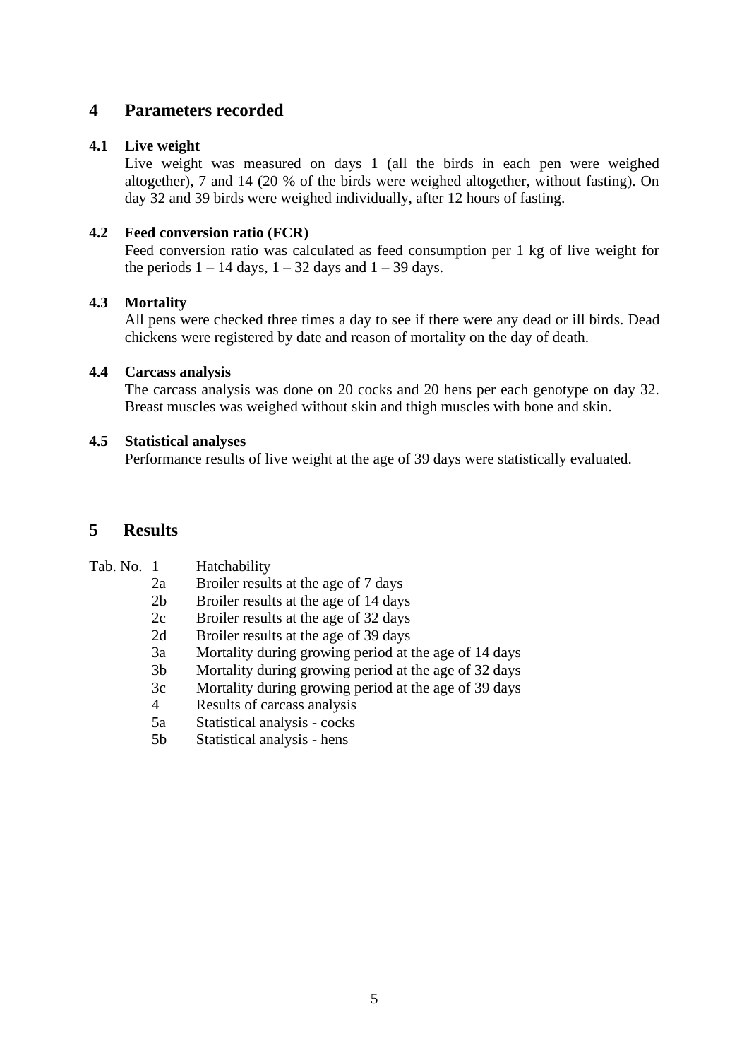## 4 Parameters recorded

### 4.1 Live weight

Live weight was measured on days 1 (all the birds in each pen were weighed altogether), 7 and 14 (20 % of the birds were weighed altogether, without fasting). On day 32 and 39 birds were weighed individually, after 12 hours of fasting.

### 4.2 Feed conversion ratio (FCR)

Feed conversion ratio was calculated as feed consumption per 1 kg of live weight for the periods 1 – 14 days, 1 – 32 days and 1 – 39 days.

### 4.3 Mortality

All pens were checked three times a day to see if there were any dead or ill birds. Dead chickens were registered by date and reason of mortality on the day of death.

### 4.4 Carcass analysis

The carcass analysis was done on 20 cocks and 20 hens per each genotype on day 32. Breast muscles was weighed without skin and thigh muscles with bone and skin.

### 4.5 Statistical analyses

Performance results of live weight at the age of 39 days were statistically evaluated.

## 5 Results

| Tab. No. | |
|---|---|
| 1 | Hatchability |
| 2a | Broiler results at the age of 7 days |
| 2b | Broiler results at the age of 14 days |
| 2c | Broiler results at the age of 32 days |
| 2d | Broiler results at the age of 39 days |
| 3a | Mortality during growing period at the age of 14 days |
| 3b | Mortality during growing period at the age of 32 days |
| 3c | Mortality during growing period at the age of 39 days |
| 4 | Results of carcass analysis |
| 5a | Statistical analysis - cocks |
| 5b | Statistical analysis - hens |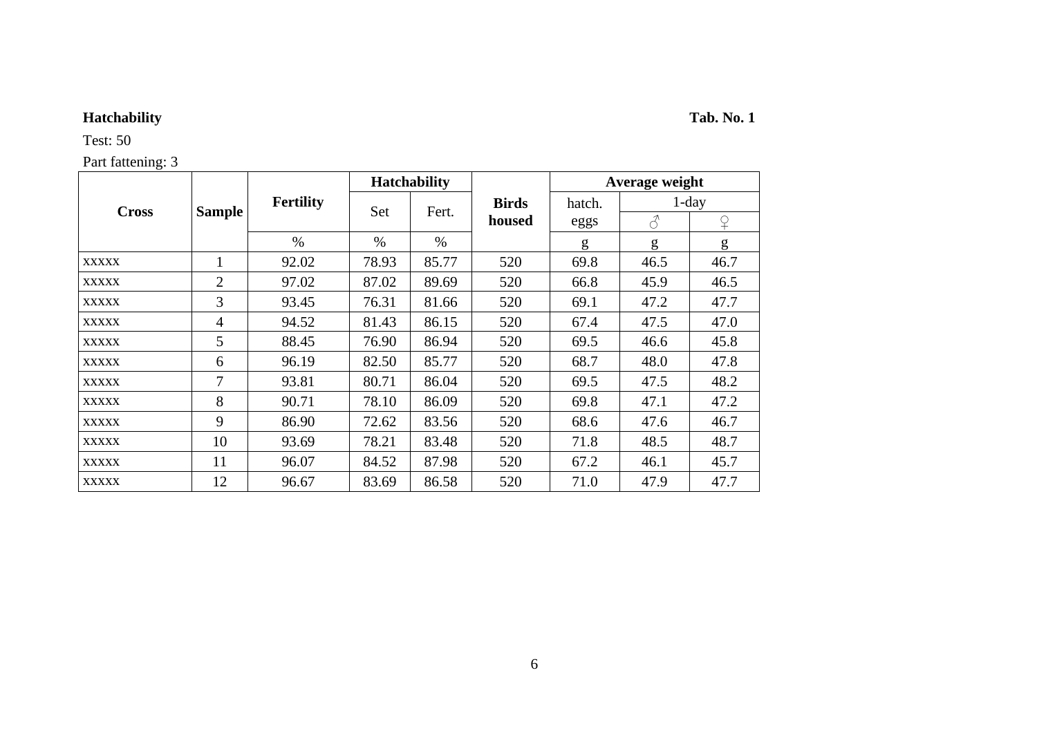**Hatchability** **Tab. No. 1**

Test: 50

Part fattening: 3

| Cross | Sample | Fertility | Hatchability | | Birds housed | Average weight | | |
|---|---|---|---|---|---|---|---|---|
| | | | Set | Fert. | | hatch. eggs | 1-day | |
| | | | | | | | ♂ | ♀ |
| | | % | % | % | | g | g | g |
| xxxxx | 1 | 92.02 | 78.93 | 85.77 | 520 | 69.8 | 46.5 | 46.7 |
| xxxxx | 2 | 97.02 | 87.02 | 89.69 | 520 | 66.8 | 45.9 | 46.5 |
| xxxxx | 3 | 93.45 | 76.31 | 81.66 | 520 | 69.1 | 47.2 | 47.7 |
| xxxxx | 4 | 94.52 | 81.43 | 86.15 | 520 | 67.4 | 47.5 | 47.0 |
| xxxxx | 5 | 88.45 | 76.90 | 86.94 | 520 | 69.5 | 46.6 | 45.8 |
| xxxxx | 6 | 96.19 | 82.50 | 85.77 | 520 | 68.7 | 48.0 | 47.8 |
| xxxxx | 7 | 93.81 | 80.71 | 86.04 | 520 | 69.5 | 47.5 | 48.2 |
| xxxxx | 8 | 90.71 | 78.10 | 86.09 | 520 | 69.8 | 47.1 | 47.2 |
| xxxxx | 9 | 86.90 | 72.62 | 83.56 | 520 | 68.6 | 47.6 | 46.7 |
| xxxxx | 10 | 93.69 | 78.21 | 83.48 | 520 | 71.8 | 48.5 | 48.7 |
| xxxxx | 11 | 96.07 | 84.52 | 87.98 | 520 | 67.2 | 46.1 | 45.7 |
| xxxxx | 12 | 96.67 | 83.69 | 86.58 | 520 | 71.0 | 47.9 | 47.7 |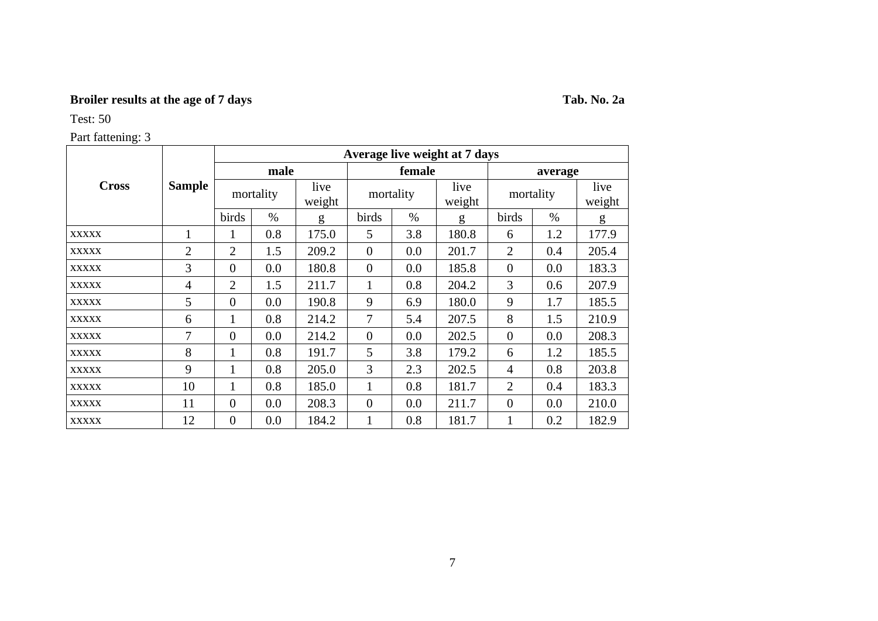**Broiler results at the age of 7 days** **Tab. No. 2a**

Test: 50

Part fattening: 3

| Cross | Sample | Average live weight at 7 days | | | | | | | | |
|---|---|---|---|---|---|---|---|---|---|---|
| | | male | | | female | | | average | | |
| | | mortality | | live weight | mortality | | live weight | mortality | | live weight |
| | | birds | % | g | birds | % | g | birds | % | g |
| xxxxx | 1 | 1 | 0.8 | 175.0 | 5 | 3.8 | 180.8 | 6 | 1.2 | 177.9 |
| xxxxx | 2 | 2 | 1.5 | 209.2 | 0 | 0.0 | 201.7 | 2 | 0.4 | 205.4 |
| xxxxx | 3 | 0 | 0.0 | 180.8 | 0 | 0.0 | 185.8 | 0 | 0.0 | 183.3 |
| xxxxx | 4 | 2 | 1.5 | 211.7 | 1 | 0.8 | 204.2 | 3 | 0.6 | 207.9 |
| xxxxx | 5 | 0 | 0.0 | 190.8 | 9 | 6.9 | 180.0 | 9 | 1.7 | 185.5 |
| xxxxx | 6 | 1 | 0.8 | 214.2 | 7 | 5.4 | 207.5 | 8 | 1.5 | 210.9 |
| xxxxx | 7 | 0 | 0.0 | 214.2 | 0 | 0.0 | 202.5 | 0 | 0.0 | 208.3 |
| xxxxx | 8 | 1 | 0.8 | 191.7 | 5 | 3.8 | 179.2 | 6 | 1.2 | 185.5 |
| xxxxx | 9 | 1 | 0.8 | 205.0 | 3 | 2.3 | 202.5 | 4 | 0.8 | 203.8 |
| xxxxx | 10 | 1 | 0.8 | 185.0 | 1 | 0.8 | 181.7 | 2 | 0.4 | 183.3 |
| xxxxx | 11 | 0 | 0.0 | 208.3 | 0 | 0.0 | 211.7 | 0 | 0.0 | 210.0 |
| xxxxx | 12 | 0 | 0.0 | 184.2 | 1 | 0.8 | 181.7 | 1 | 0.2 | 182.9 |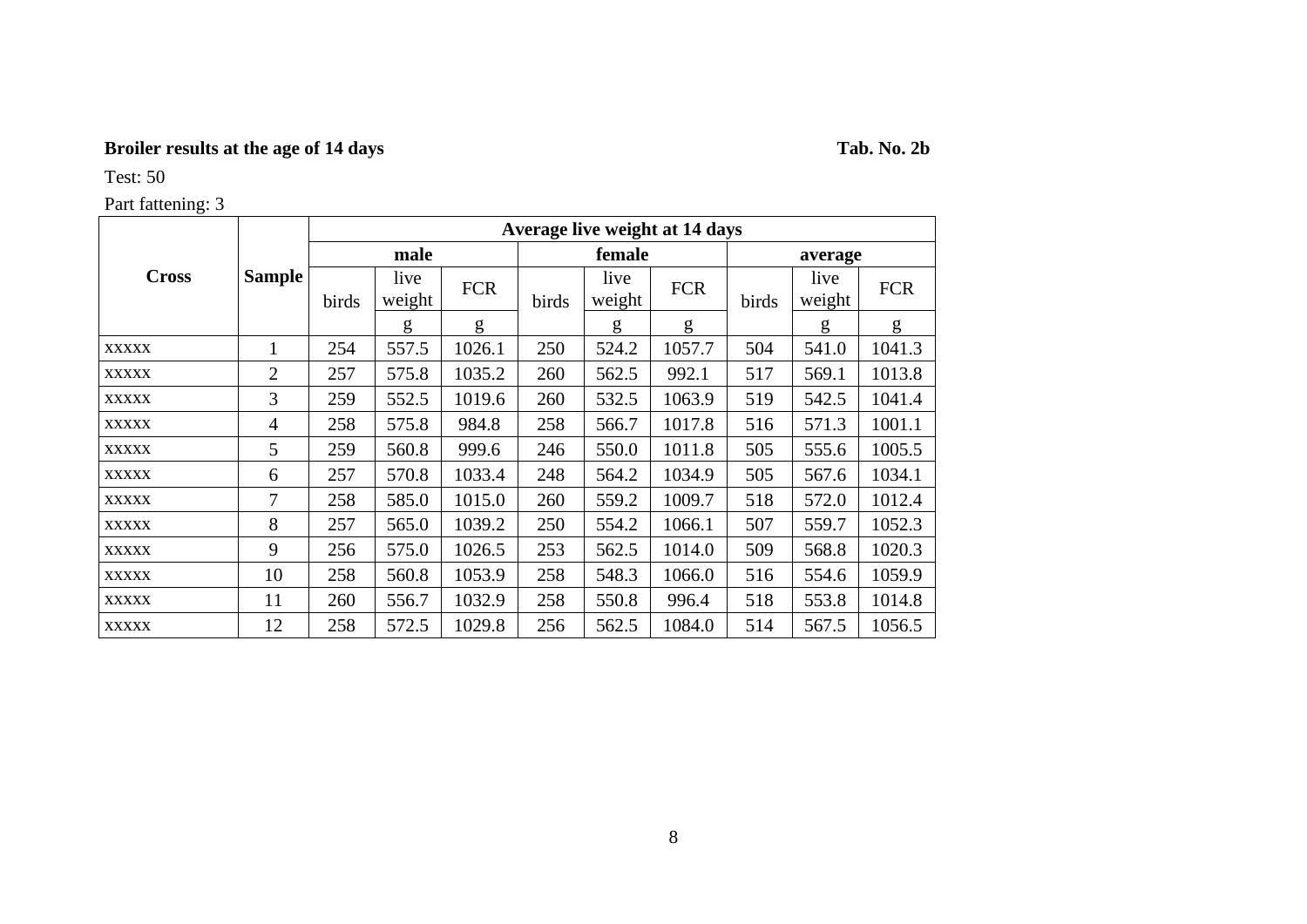**Broiler results at the age of 14 days** **Tab. No. 2b**

Test: 50

Part fattening: 3

| Cross | Sample | Average live weight at 14 days | | | | | | | | |
|---|---|---|---|---|---|---|---|---|---|---|
| | | male | | | female | | | average | | |
| | | birds | live weight | FCR | birds | live weight | FCR | birds | live weight | FCR |
| | | | g | g | | g | g | | g | g |
| xxxxx | 1 | 254 | 557.5 | 1026.1 | 250 | 524.2 | 1057.7 | 504 | 541.0 | 1041.3 |
| xxxxx | 2 | 257 | 575.8 | 1035.2 | 260 | 562.5 | 992.1 | 517 | 569.1 | 1013.8 |
| xxxxx | 3 | 259 | 552.5 | 1019.6 | 260 | 532.5 | 1063.9 | 519 | 542.5 | 1041.4 |
| xxxxx | 4 | 258 | 575.8 | 984.8 | 258 | 566.7 | 1017.8 | 516 | 571.3 | 1001.1 |
| xxxxx | 5 | 259 | 560.8 | 999.6 | 246 | 550.0 | 1011.8 | 505 | 555.6 | 1005.5 |
| xxxxx | 6 | 257 | 570.8 | 1033.4 | 248 | 564.2 | 1034.9 | 505 | 567.6 | 1034.1 |
| xxxxx | 7 | 258 | 585.0 | 1015.0 | 260 | 559.2 | 1009.7 | 518 | 572.0 | 1012.4 |
| xxxxx | 8 | 257 | 565.0 | 1039.2 | 250 | 554.2 | 1066.1 | 507 | 559.7 | 1052.3 |
| xxxxx | 9 | 256 | 575.0 | 1026.5 | 253 | 562.5 | 1014.0 | 509 | 568.8 | 1020.3 |
| xxxxx | 10 | 258 | 560.8 | 1053.9 | 258 | 548.3 | 1066.0 | 516 | 554.6 | 1059.9 |
| xxxxx | 11 | 260 | 556.7 | 1032.9 | 258 | 550.8 | 996.4 | 518 | 553.8 | 1014.8 |
| xxxxx | 12 | 258 | 572.5 | 1029.8 | 256 | 562.5 | 1084.0 | 514 | 567.5 | 1056.5 |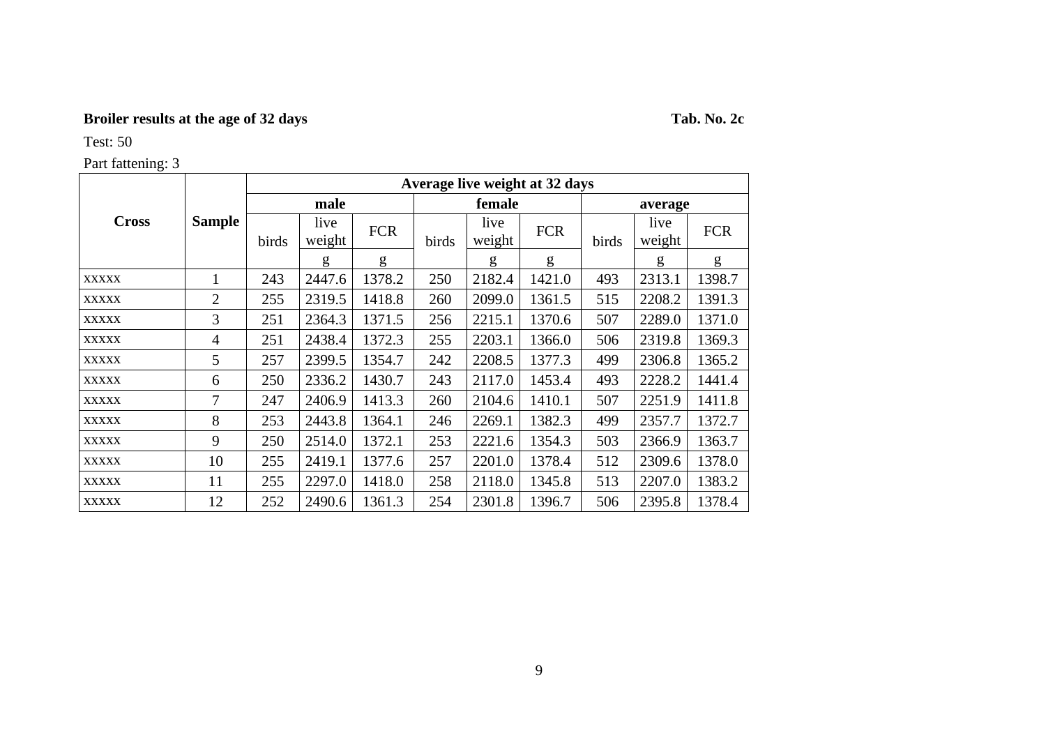**Broiler results at the age of 32 days** **Tab. No. 2c**

Test: 50

Part fattening: 3

| Cross | Sample | Average live weight at 32 days | | | | | | | | |
|---|---|---|---|---|---|---|---|---|---|---|
| | | male | | | female | | | average | | |
| | | birds | live weight | FCR | birds | live weight | FCR | birds | live weight | FCR |
| | | | g | g | | g | g | | g | g |
| XXXXX | 1 | 243 | 2447.6 | 1378.2 | 250 | 2182.4 | 1421.0 | 493 | 2313.1 | 1398.7 |
| XXXXX | 2 | 255 | 2319.5 | 1418.8 | 260 | 2099.0 | 1361.5 | 515 | 2208.2 | 1391.3 |
| XXXXX | 3 | 251 | 2364.3 | 1371.5 | 256 | 2215.1 | 1370.6 | 507 | 2289.0 | 1371.0 |
| XXXXX | 4 | 251 | 2438.4 | 1372.3 | 255 | 2203.1 | 1366.0 | 506 | 2319.8 | 1369.3 |
| XXXXX | 5 | 257 | 2399.5 | 1354.7 | 242 | 2208.5 | 1377.3 | 499 | 2306.8 | 1365.2 |
| XXXXX | 6 | 250 | 2336.2 | 1430.7 | 243 | 2117.0 | 1453.4 | 493 | 2228.2 | 1441.4 |
| XXXXX | 7 | 247 | 2406.9 | 1413.3 | 260 | 2104.6 | 1410.1 | 507 | 2251.9 | 1411.8 |
| XXXXX | 8 | 253 | 2443.8 | 1364.1 | 246 | 2269.1 | 1382.3 | 499 | 2357.7 | 1372.7 |
| XXXXX | 9 | 250 | 2514.0 | 1372.1 | 253 | 2221.6 | 1354.3 | 503 | 2366.9 | 1363.7 |
| XXXXX | 10 | 255 | 2419.1 | 1377.6 | 257 | 2201.0 | 1378.4 | 512 | 2309.6 | 1378.0 |
| XXXXX | 11 | 255 | 2297.0 | 1418.0 | 258 | 2118.0 | 1345.8 | 513 | 2207.0 | 1383.2 |
| XXXXX | 12 | 252 | 2490.6 | 1361.3 | 254 | 2301.8 | 1396.7 | 506 | 2395.8 | 1378.4 |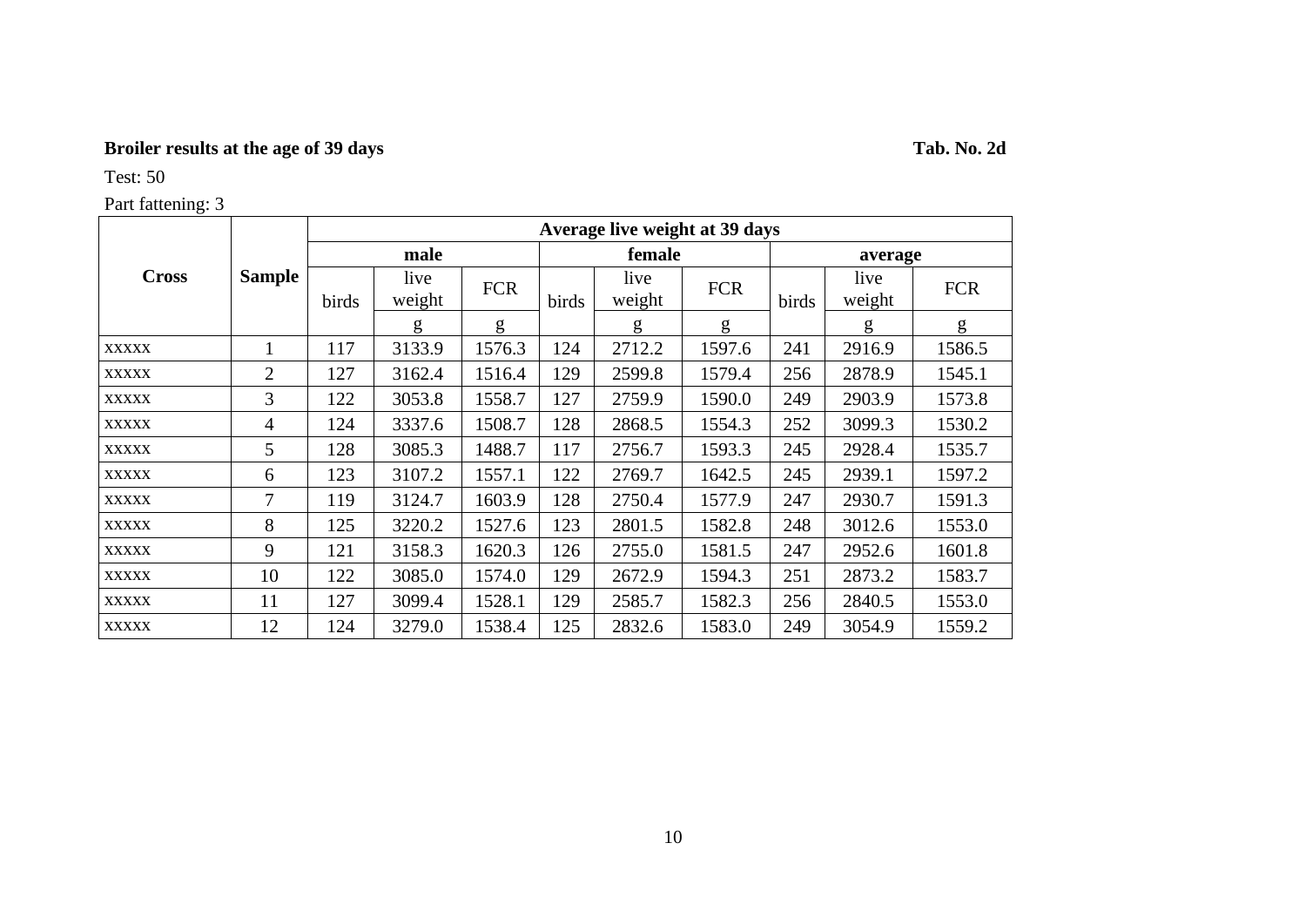**Broiler results at the age of 39 days** **Tab. No. 2d**

Test: 50

Part fattening: 3

| Cross | Sample | Average live weight at 39 days | | | | | | | | |
|---|---|---|---|---|---|---|---|---|---|---|
| | | male | | | female | | | average | | |
| | | birds | live weight | FCR | birds | live weight | FCR | birds | live weight | FCR |
| | | | g | g | | g | g | | g | g |
| XXXXX | 1 | 117 | 3133.9 | 1576.3 | 124 | 2712.2 | 1597.6 | 241 | 2916.9 | 1586.5 |
| XXXXX | 2 | 127 | 3162.4 | 1516.4 | 129 | 2599.8 | 1579.4 | 256 | 2878.9 | 1545.1 |
| XXXXX | 3 | 122 | 3053.8 | 1558.7 | 127 | 2759.9 | 1590.0 | 249 | 2903.9 | 1573.8 |
| XXXXX | 4 | 124 | 3337.6 | 1508.7 | 128 | 2868.5 | 1554.3 | 252 | 3099.3 | 1530.2 |
| XXXXX | 5 | 128 | 3085.3 | 1488.7 | 117 | 2756.7 | 1593.3 | 245 | 2928.4 | 1535.7 |
| XXXXX | 6 | 123 | 3107.2 | 1557.1 | 122 | 2769.7 | 1642.5 | 245 | 2939.1 | 1597.2 |
| XXXXX | 7 | 119 | 3124.7 | 1603.9 | 128 | 2750.4 | 1577.9 | 247 | 2930.7 | 1591.3 |
| XXXXX | 8 | 125 | 3220.2 | 1527.6 | 123 | 2801.5 | 1582.8 | 248 | 3012.6 | 1553.0 |
| XXXXX | 9 | 121 | 3158.3 | 1620.3 | 126 | 2755.0 | 1581.5 | 247 | 2952.6 | 1601.8 |
| XXXXX | 10 | 122 | 3085.0 | 1574.0 | 129 | 2672.9 | 1594.3 | 251 | 2873.2 | 1583.7 |
| XXXXX | 11 | 127 | 3099.4 | 1528.1 | 129 | 2585.7 | 1582.3 | 256 | 2840.5 | 1553.0 |
| XXXXX | 12 | 124 | 3279.0 | 1538.4 | 125 | 2832.6 | 1583.0 | 249 | 3054.9 | 1559.2 |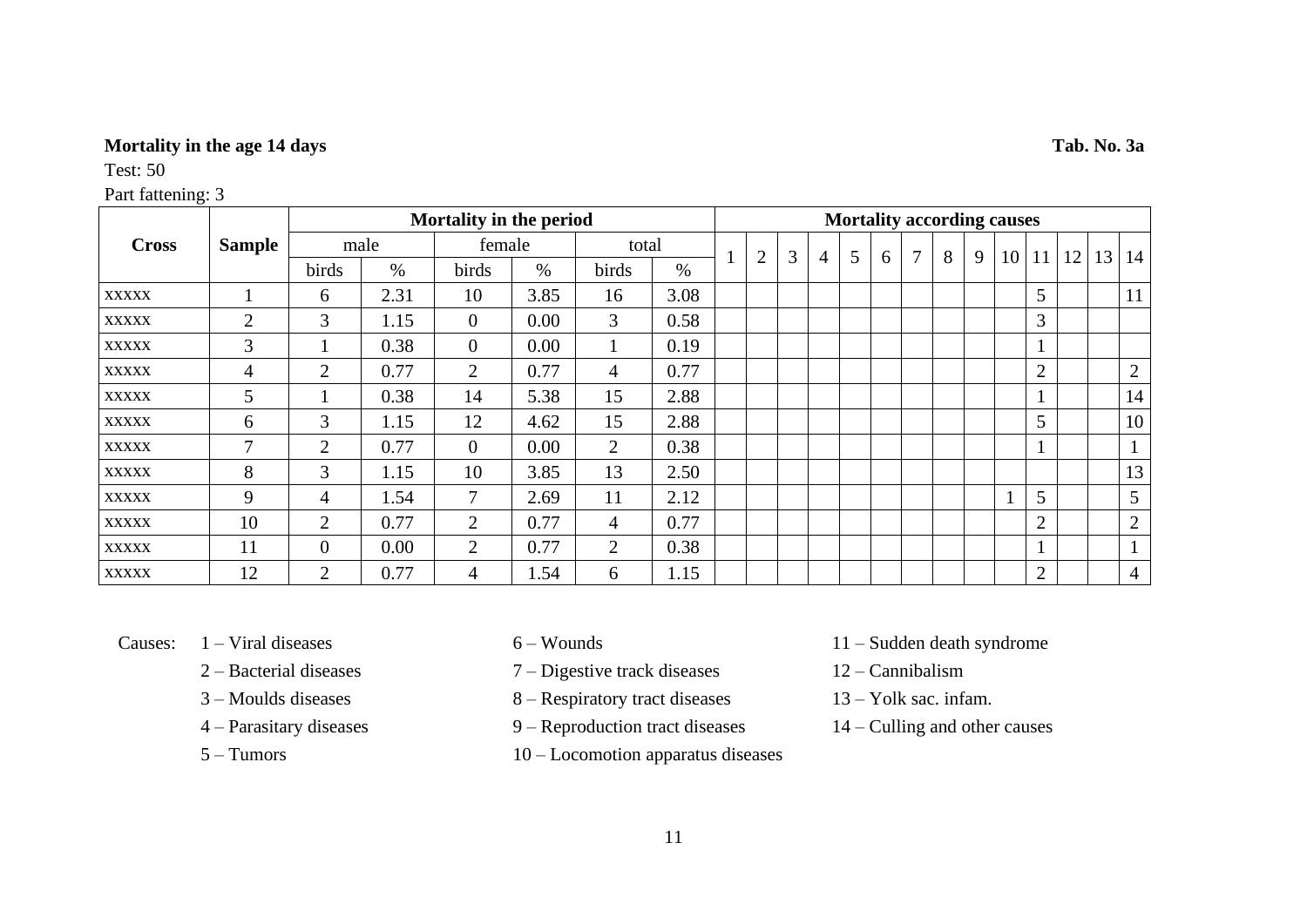**Mortality in the age 14 days** **Tab. No. 3a**

Test: 50

Part fattening: 3

| Cross | Sample | Mortality in the period | | | | | | Mortality according causes | | | | | | | | | | | | | |
|---|---|---|---|---|---|---|---|---|---|---|---|---|---|---|---|---|---|---|---|---|---|
| | | male | | female | | total | | 1 | 2 | 3 | 4 | 5 | 6 | 7 | 8 | 9 | 10 | 11 | 12 | 13 | 14 |
| | | birds | % | birds | % | birds | % | | | | | | | | | | | | | | |
| xxxxx | 1 | 6 | 2.31 | 10 | 3.85 | 16 | 3.08 | | | | | | | | | | | 5 | | | 11 |
| xxxxx | 2 | 3 | 1.15 | 0 | 0.00 | 3 | 0.58 | | | | | | | | | | | 3 | | | |
| xxxxx | 3 | 1 | 0.38 | 0 | 0.00 | 1 | 0.19 | | | | | | | | | | | 1 | | | |
| xxxxx | 4 | 2 | 0.77 | 2 | 0.77 | 4 | 0.77 | | | | | | | | | | | 2 | | | 2 |
| xxxxx | 5 | 1 | 0.38 | 14 | 5.38 | 15 | 2.88 | | | | | | | | | | | 1 | | | 14 |
| xxxxx | 6 | 3 | 1.15 | 12 | 4.62 | 15 | 2.88 | | | | | | | | | | | 5 | | | 10 |
| xxxxx | 7 | 2 | 0.77 | 0 | 0.00 | 2 | 0.38 | | | | | | | | | | | 1 | | | 1 |
| xxxxx | 8 | 3 | 1.15 | 10 | 3.85 | 13 | 2.50 | | | | | | | | | | | | | | 13 |
| xxxxx | 9 | 4 | 1.54 | 7 | 2.69 | 11 | 2.12 | | | | | | | | | | 1 | 5 | | | 5 |
| xxxxx | 10 | 2 | 0.77 | 2 | 0.77 | 4 | 0.77 | | | | | | | | | | | 2 | | | 2 |
| xxxxx | 11 | 0 | 0.00 | 2 | 0.77 | 2 | 0.38 | | | | | | | | | | | 1 | | | 1 |
| xxxxx | 12 | 2 | 0.77 | 4 | 1.54 | 6 | 1.15 | | | | | | | | | | | 2 | | | 4 |

Causes:
1 – Viral diseases
2 – Bacterial diseases
3 – Moulds diseases
4 – Parasitary diseases
5 – Tumors
6 – Wounds
7 – Digestive track diseases
8 – Respiratory tract diseases
9 – Reproduction tract diseases
10 – Locomotion apparatus diseases
11 – Sudden death syndrome
12 – Cannibalism
13 – Yolk sac. infam.
14 – Culling and other causes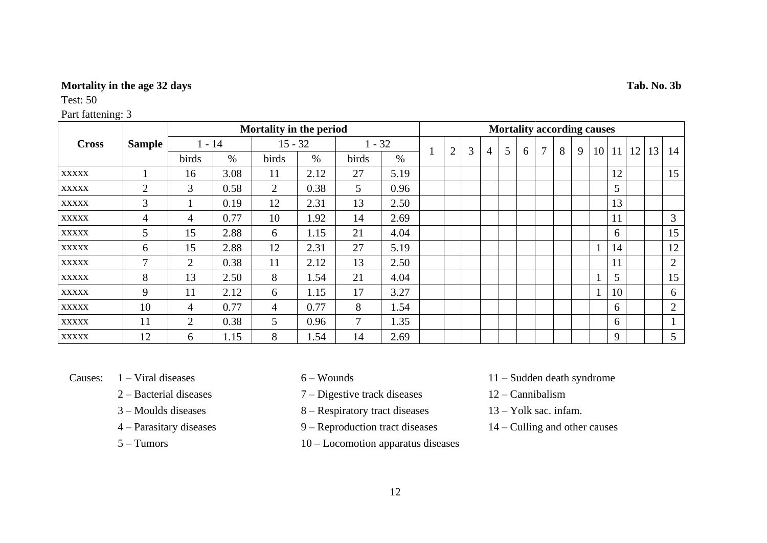**Mortality in the age 32 days** **Tab. No. 3b**

Test: 50

Part fattening: 3

| Cross | Sample | Mortality in the period | | | | | | Mortality according causes | | | | | | | | | | | | | |
|---|---|---|---|---|---|---|---|---|---|---|---|---|---|---|---|---|---|---|---|---|---|
| | | 1 - 14 | | 15 - 32 | | 1 - 32 | | 1 | 2 | 3 | 4 | 5 | 6 | 7 | 8 | 9 | 10 | 11 | 12 | 13 | 14 |
| | | birds | % | birds | % | birds | % | | | | | | | | | | | | | | |
| xxxxx | 1 | 16 | 3.08 | 11 | 2.12 | 27 | 5.19 | | | | | | | | | | | 12 | | | 15 |
| xxxxx | 2 | 3 | 0.58 | 2 | 0.38 | 5 | 0.96 | | | | | | | | | | | 5 | | | |
| xxxxx | 3 | 1 | 0.19 | 12 | 2.31 | 13 | 2.50 | | | | | | | | | | | 13 | | | |
| xxxxx | 4 | 4 | 0.77 | 10 | 1.92 | 14 | 2.69 | | | | | | | | | | | 11 | | | 3 |
| xxxxx | 5 | 15 | 2.88 | 6 | 1.15 | 21 | 4.04 | | | | | | | | | | | 6 | | | 15 |
| xxxxx | 6 | 15 | 2.88 | 12 | 2.31 | 27 | 5.19 | | | | | | | | | | 1 | 14 | | | 12 |
| xxxxx | 7 | 2 | 0.38 | 11 | 2.12 | 13 | 2.50 | | | | | | | | | | | 11 | | | 2 |
| xxxxx | 8 | 13 | 2.50 | 8 | 1.54 | 21 | 4.04 | | | | | | | | | | 1 | 5 | | | 15 |
| xxxxx | 9 | 11 | 2.12 | 6 | 1.15 | 17 | 3.27 | | | | | | | | | | 1 | 10 | | | 6 |
| xxxxx | 10 | 4 | 0.77 | 4 | 0.77 | 8 | 1.54 | | | | | | | | | | | 6 | | | 2 |
| xxxxx | 11 | 2 | 0.38 | 5 | 0.96 | 7 | 1.35 | | | | | | | | | | | 6 | | | 1 |
| xxxxx | 12 | 6 | 1.15 | 8 | 1.54 | 14 | 2.69 | | | | | | | | | | | 9 | | | 5 |

Causes:
- 1 – Viral diseases
- 2 – Bacterial diseases
- 3 – Moulds diseases
- 4 – Parasitary diseases
- 5 – Tumors
- 6 – Wounds
- 7 – Digestive track diseases
- 8 – Respiratory tract diseases
- 9 – Reproduction tract diseases
- 10 – Locomotion apparatus diseases
- 11 – Sudden death syndrome
- 12 – Cannibalism
- 13 – Yolk sac. infam.
- 14 – Culling and other causes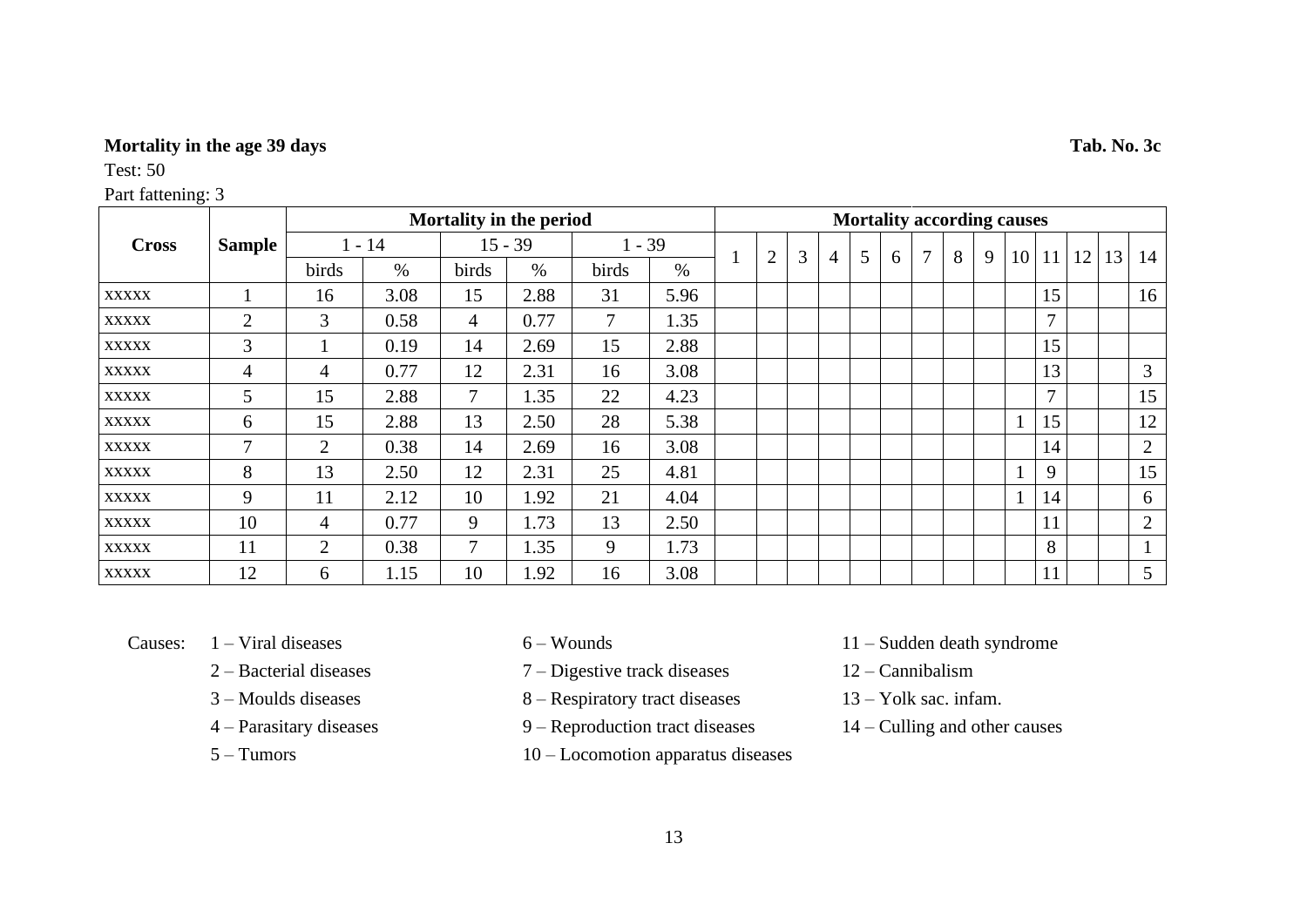**Mortality in the age 39 days** **Tab. No. 3c**

Test: 50

Part fattening: 3

| Cross | Sample | Mortality in the period | | | | | | Mortality according causes | | | | | | | | | | | | | |
|---|---|---|---|---|---|---|---|---|---|---|---|---|---|---|---|---|---|---|---|---|---|
| | | 1 - 14 | | 15 - 39 | | 1 - 39 | | 1 | 2 | 3 | 4 | 5 | 6 | 7 | 8 | 9 | 10 | 11 | 12 | 13 | 14 |
| | | birds | % | birds | % | birds | % | | | | | | | | | | | | | | |
| xxxxx | 1 | 16 | 3.08 | 15 | 2.88 | 31 | 5.96 | | | | | | | | | | | 15 | | | 16 |
| xxxxx | 2 | 3 | 0.58 | 4 | 0.77 | 7 | 1.35 | | | | | | | | | | | 7 | | | |
| xxxxx | 3 | 1 | 0.19 | 14 | 2.69 | 15 | 2.88 | | | | | | | | | | | 15 | | | |
| xxxxx | 4 | 4 | 0.77 | 12 | 2.31 | 16 | 3.08 | | | | | | | | | | | 13 | | | 3 |
| xxxxx | 5 | 15 | 2.88 | 7 | 1.35 | 22 | 4.23 | | | | | | | | | | | 7 | | | 15 |
| xxxxx | 6 | 15 | 2.88 | 13 | 2.50 | 28 | 5.38 | | | | | | | | | | 1 | 15 | | | 12 |
| xxxxx | 7 | 2 | 0.38 | 14 | 2.69 | 16 | 3.08 | | | | | | | | | | | 14 | | | 2 |
| xxxxx | 8 | 13 | 2.50 | 12 | 2.31 | 25 | 4.81 | | | | | | | | | | 1 | 9 | | | 15 |
| xxxxx | 9 | 11 | 2.12 | 10 | 1.92 | 21 | 4.04 | | | | | | | | | | 1 | 14 | | | 6 |
| xxxxx | 10 | 4 | 0.77 | 9 | 1.73 | 13 | 2.50 | | | | | | | | | | | 11 | | | 2 |
| xxxxx | 11 | 2 | 0.38 | 7 | 1.35 | 9 | 1.73 | | | | | | | | | | | 8 | | | 1 |
| xxxxx | 12 | 6 | 1.15 | 10 | 1.92 | 16 | 3.08 | | | | | | | | | | | 11 | | | 5 |

Causes:
- 1 – Viral diseases
- 2 – Bacterial diseases
- 3 – Moulds diseases
- 4 – Parasitary diseases
- 5 – Tumors
- 6 – Wounds
- 7 – Digestive track diseases
- 8 – Respiratory tract diseases
- 9 – Reproduction tract diseases
- 10 – Locomotion apparatus diseases
- 11 – Sudden death syndrome
- 12 – Cannibalism
- 13 – Yolk sac. infam.
- 14 – Culling and other causes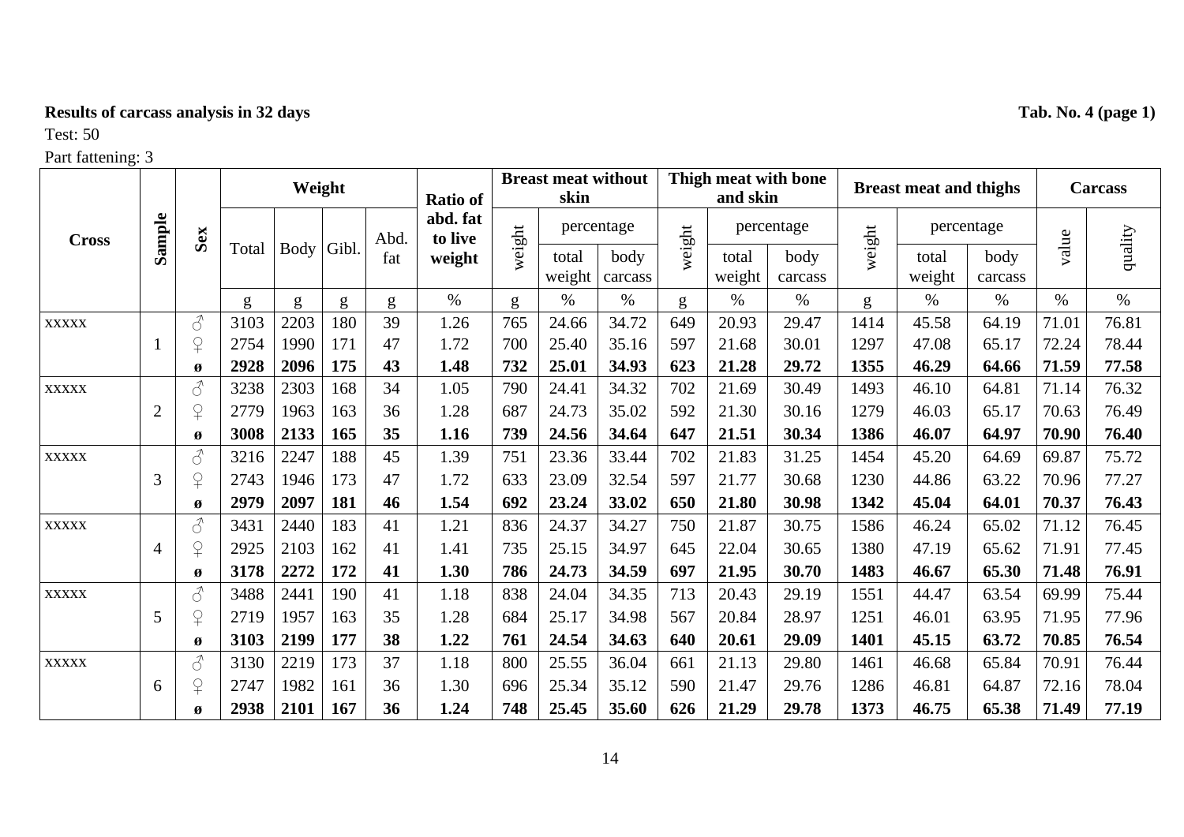**Results of carcass analysis in 32 days** **Tab. No. 4 (page 1)**

Test: 50

Part fattening: 3

| Cross | Sample | Sex | Weight | | | | Ratio of abd. fat to live weight | Breast meat without skin | | | Thigh meat with bone and skin | | | Breast meat and thighs | | | Carcass | |
|---|---|---|---|---|---|---|---|---|---|---|---|---|---|---|---|---|---|---|
| | | | Total | Body | Gibl. | Abd. fat | | weight | percentage | | weight | percentage | | weight | percentage | | value | quality |
| | | | | | | | | | total weight | body carcass | | total weight | body carcass | | total weight | body carcass | | |
| | | | g | g | g | g | % | g | % | % | g | % | % | g | % | % | % | % |
| xxxxx | | ♂ | 3103 | 2203 | 180 | 39 | 1.26 | 765 | 24.66 | 34.72 | 649 | 20.93 | 29.47 | 1414 | 45.58 | 64.19 | 71.01 | 76.81 |
| | 1 | ♀ | 2754 | 1990 | 171 | 47 | 1.72 | 700 | 25.40 | 35.16 | 597 | 21.68 | 30.01 | 1297 | 47.08 | 65.17 | 72.24 | 78.44 |
| | | **ø** | **2928** | **2096** | **175** | **43** | **1.48** | **732** | **25.01** | **34.93** | **623** | **21.28** | **29.72** | **1355** | **46.29** | **64.66** | **71.59** | **77.58** |
| xxxxx | | ♂ | 3238 | 2303 | 168 | 34 | 1.05 | 790 | 24.41 | 34.32 | 702 | 21.69 | 30.49 | 1493 | 46.10 | 64.81 | 71.14 | 76.32 |
| | 2 | ♀ | 2779 | 1963 | 163 | 36 | 1.28 | 687 | 24.73 | 35.02 | 592 | 21.30 | 30.16 | 1279 | 46.03 | 65.17 | 70.63 | 76.49 |
| | | **ø** | **3008** | **2133** | **165** | **35** | **1.16** | **739** | **24.56** | **34.64** | **647** | **21.51** | **30.34** | **1386** | **46.07** | **64.97** | **70.90** | **76.40** |
| xxxxx | | ♂ | 3216 | 2247 | 188 | 45 | 1.39 | 751 | 23.36 | 33.44 | 702 | 21.83 | 31.25 | 1454 | 45.20 | 64.69 | 69.87 | 75.72 |
| | 3 | ♀ | 2743 | 1946 | 173 | 47 | 1.72 | 633 | 23.09 | 32.54 | 597 | 21.77 | 30.68 | 1230 | 44.86 | 63.22 | 70.96 | 77.27 |
| | | **ø** | **2979** | **2097** | **181** | **46** | **1.54** | **692** | **23.24** | **33.02** | **650** | **21.80** | **30.98** | **1342** | **45.04** | **64.01** | **70.37** | **76.43** |
| xxxxx | | ♂ | 3431 | 2440 | 183 | 41 | 1.21 | 836 | 24.37 | 34.27 | 750 | 21.87 | 30.75 | 1586 | 46.24 | 65.02 | 71.12 | 76.45 |
| | 4 | ♀ | 2925 | 2103 | 162 | 41 | 1.41 | 735 | 25.15 | 34.97 | 645 | 22.04 | 30.65 | 1380 | 47.19 | 65.62 | 71.91 | 77.45 |
| | | **ø** | **3178** | **2272** | **172** | **41** | **1.30** | **786** | **24.73** | **34.59** | **697** | **21.95** | **30.70** | **1483** | **46.67** | **65.30** | **71.48** | **76.91** |
| xxxxx | | ♂ | 3488 | 2441 | 190 | 41 | 1.18 | 838 | 24.04 | 34.35 | 713 | 20.43 | 29.19 | 1551 | 44.47 | 63.54 | 69.99 | 75.44 |
| | 5 | ♀ | 2719 | 1957 | 163 | 35 | 1.28 | 684 | 25.17 | 34.98 | 567 | 20.84 | 28.97 | 1251 | 46.01 | 63.95 | 71.95 | 77.96 |
| | | **ø** | **3103** | **2199** | **177** | **38** | **1.22** | **761** | **24.54** | **34.63** | **640** | **20.61** | **29.09** | **1401** | **45.15** | **63.72** | **70.85** | **76.54** |
| xxxxx | | ♂ | 3130 | 2219 | 173 | 37 | 1.18 | 800 | 25.55 | 36.04 | 661 | 21.13 | 29.80 | 1461 | 46.68 | 65.84 | 70.91 | 76.44 |
| | 6 | ♀ | 2747 | 1982 | 161 | 36 | 1.30 | 696 | 25.34 | 35.12 | 590 | 21.47 | 29.76 | 1286 | 46.81 | 64.87 | 72.16 | 78.04 |
| | | **ø** | **2938** | **2101** | **167** | **36** | **1.24** | **748** | **25.45** | **35.60** | **626** | **21.29** | **29.78** | **1373** | **46.75** | **65.38** | **71.49** | **77.19** |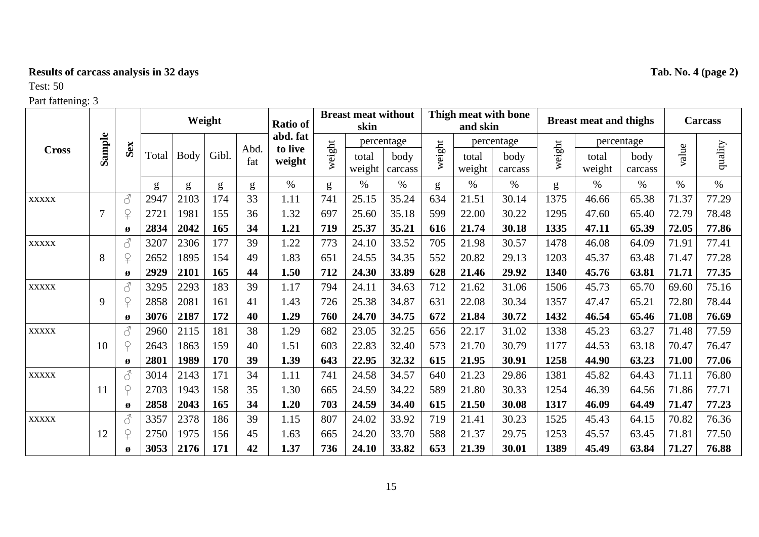**Results of carcass analysis in 32 days** **Tab. No. 4 (page 2)**

Test: 50

Part fattening: 3

| Cross | Sample | Sex | Weight | | | | Ratio of abd. fat to live weight | Breast meat without skin | | | Thigh meat with bone and skin | | | Breast meat and thighs | | | Carcass | |
|---|---|---|---|---|---|---|---|---|---|---|---|---|---|---|---|---|---|---|
| | | | Total | Body | Gibl. | Abd. fat | | weight | percentage | | weight | percentage | | weight | percentage | | value | quality |
| | | | | | | | | | total weight | body carcass | | total weight | body carcass | | total weight | body carcass | | |
| | | | g | g | g | g | % | g | % | % | g | % | % | g | % | % | % | % |
| xxxxx | | ♂ | 2947 | 2103 | 174 | 33 | 1.11 | 741 | 25.15 | 35.24 | 634 | 21.51 | 30.14 | 1375 | 46.66 | 65.38 | 71.37 | 77.29 |
| | 7 | ♀ | 2721 | 1981 | 155 | 36 | 1.32 | 697 | 25.60 | 35.18 | 599 | 22.00 | 30.22 | 1295 | 47.60 | 65.40 | 72.79 | 78.48 |
| | | **ø** | **2834** | **2042** | **165** | **34** | **1.21** | **719** | **25.37** | **35.21** | **616** | **21.74** | **30.18** | **1335** | **47.11** | **65.39** | **72.05** | **77.86** |
| xxxxx | | ♂ | 3207 | 2306 | 177 | 39 | 1.22 | 773 | 24.10 | 33.52 | 705 | 21.98 | 30.57 | 1478 | 46.08 | 64.09 | 71.91 | 77.41 |
| | 8 | ♀ | 2652 | 1895 | 154 | 49 | 1.83 | 651 | 24.55 | 34.35 | 552 | 20.82 | 29.13 | 1203 | 45.37 | 63.48 | 71.47 | 77.28 |
| | | **ø** | **2929** | **2101** | **165** | **44** | **1.50** | **712** | **24.30** | **33.89** | **628** | **21.46** | **29.92** | **1340** | **45.76** | **63.81** | **71.71** | **77.35** |
| xxxxx | | ♂ | 3295 | 2293 | 183 | 39 | 1.17 | 794 | 24.11 | 34.63 | 712 | 21.62 | 31.06 | 1506 | 45.73 | 65.70 | 69.60 | 75.16 |
| | 9 | ♀ | 2858 | 2081 | 161 | 41 | 1.43 | 726 | 25.38 | 34.87 | 631 | 22.08 | 30.34 | 1357 | 47.47 | 65.21 | 72.80 | 78.44 |
| | | **ø** | **3076** | **2187** | **172** | **40** | **1.29** | **760** | **24.70** | **34.75** | **672** | **21.84** | **30.72** | **1432** | **46.54** | **65.46** | **71.08** | **76.69** |
| xxxxx | | ♂ | 2960 | 2115 | 181 | 38 | 1.29 | 682 | 23.05 | 32.25 | 656 | 22.17 | 31.02 | 1338 | 45.23 | 63.27 | 71.48 | 77.59 |
| | 10 | ♀ | 2643 | 1863 | 159 | 40 | 1.51 | 603 | 22.83 | 32.40 | 573 | 21.70 | 30.79 | 1177 | 44.53 | 63.18 | 70.47 | 76.47 |
| | | **ø** | **2801** | **1989** | **170** | **39** | **1.39** | **643** | **22.95** | **32.32** | **615** | **21.95** | **30.91** | **1258** | **44.90** | **63.23** | **71.00** | **77.06** |
| xxxxx | | ♂ | 3014 | 2143 | 171 | 34 | 1.11 | 741 | 24.58 | 34.57 | 640 | 21.23 | 29.86 | 1381 | 45.82 | 64.43 | 71.11 | 76.80 |
| | 11 | ♀ | 2703 | 1943 | 158 | 35 | 1.30 | 665 | 24.59 | 34.22 | 589 | 21.80 | 30.33 | 1254 | 46.39 | 64.56 | 71.86 | 77.71 |
| | | **ø** | **2858** | **2043** | **165** | **34** | **1.20** | **703** | **24.59** | **34.40** | **615** | **21.50** | **30.08** | **1317** | **46.09** | **64.49** | **71.47** | **77.23** |
| xxxxx | | ♂ | 3357 | 2378 | 186 | 39 | 1.15 | 807 | 24.02 | 33.92 | 719 | 21.41 | 30.23 | 1525 | 45.43 | 64.15 | 70.82 | 76.36 |
| | 12 | ♀ | 2750 | 1975 | 156 | 45 | 1.63 | 665 | 24.20 | 33.70 | 588 | 21.37 | 29.75 | 1253 | 45.57 | 63.45 | 71.81 | 77.50 |
| | | **ø** | **3053** | **2176** | **171** | **42** | **1.37** | **736** | **24.10** | **33.82** | **653** | **21.39** | **30.01** | **1389** | **45.49** | **63.84** | **71.27** | **76.88** |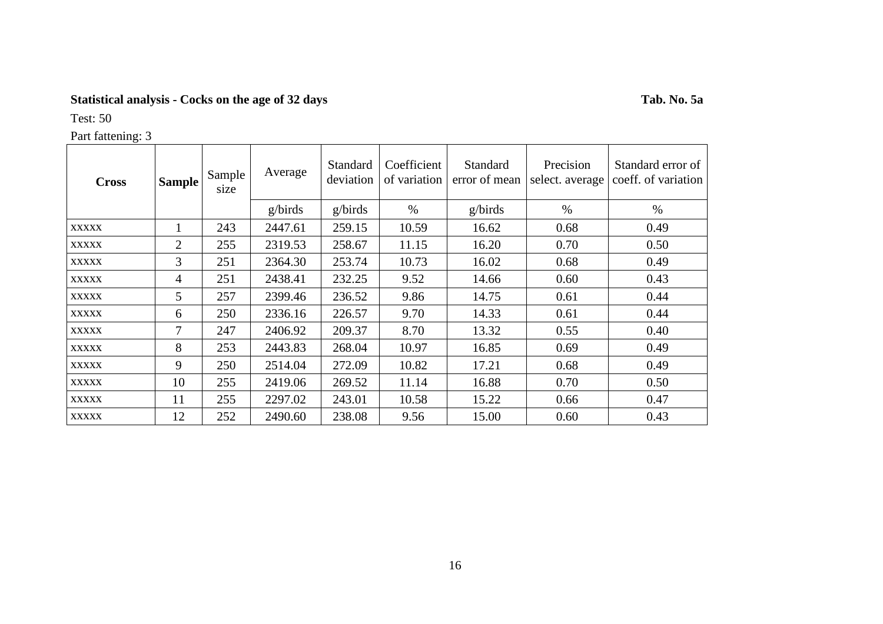**Statistical analysis - Cocks on the age of 32 days** **Tab. No. 5a**

Test: 50

Part fattening: 3

| Cross | Sample | Sample size | Average | Standard deviation | Coefficient of variation | Standard error of mean | Precision select. average | Standard error of coeff. of variation |
|---|---|---|---|---|---|---|---|---|
| | | | g/birds | g/birds | % | g/birds | % | % |
| xxxxx | 1 | 243 | 2447.61 | 259.15 | 10.59 | 16.62 | 0.68 | 0.49 |
| xxxxx | 2 | 255 | 2319.53 | 258.67 | 11.15 | 16.20 | 0.70 | 0.50 |
| xxxxx | 3 | 251 | 2364.30 | 253.74 | 10.73 | 16.02 | 0.68 | 0.49 |
| xxxxx | 4 | 251 | 2438.41 | 232.25 | 9.52 | 14.66 | 0.60 | 0.43 |
| xxxxx | 5 | 257 | 2399.46 | 236.52 | 9.86 | 14.75 | 0.61 | 0.44 |
| xxxxx | 6 | 250 | 2336.16 | 226.57 | 9.70 | 14.33 | 0.61 | 0.44 |
| xxxxx | 7 | 247 | 2406.92 | 209.37 | 8.70 | 13.32 | 0.55 | 0.40 |
| xxxxx | 8 | 253 | 2443.83 | 268.04 | 10.97 | 16.85 | 0.69 | 0.49 |
| xxxxx | 9 | 250 | 2514.04 | 272.09 | 10.82 | 17.21 | 0.68 | 0.49 |
| xxxxx | 10 | 255 | 2419.06 | 269.52 | 11.14 | 16.88 | 0.70 | 0.50 |
| xxxxx | 11 | 255 | 2297.02 | 243.01 | 10.58 | 15.22 | 0.66 | 0.47 |
| xxxxx | 12 | 252 | 2490.60 | 238.08 | 9.56 | 15.00 | 0.60 | 0.43 |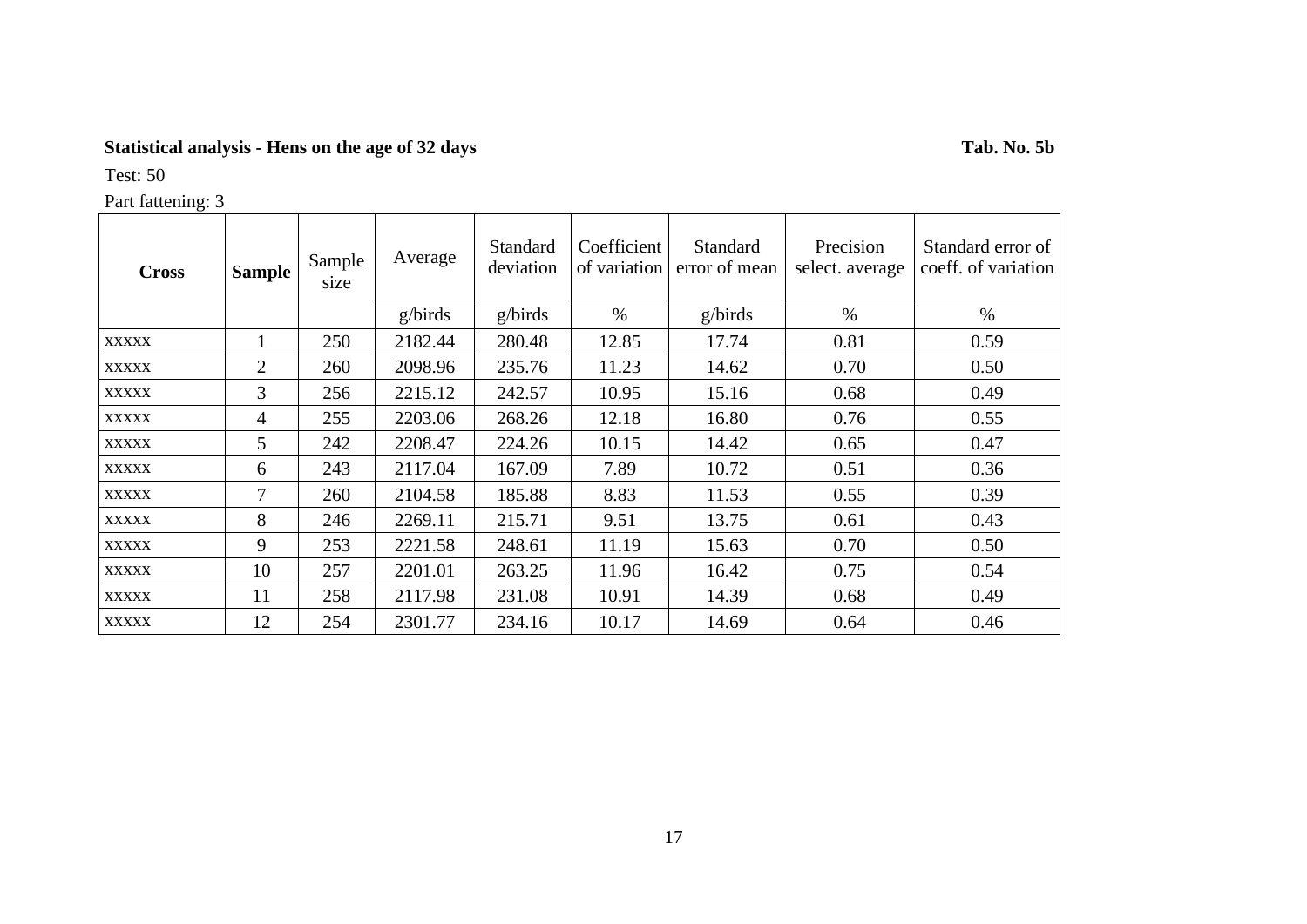**Statistical analysis - Hens on the age of 32 days** **Tab. No. 5b**

Test: 50

Part fattening: 3

| **Cross** | **Sample** | Sample size | Average | Standard deviation | Coefficient of variation | Standard error of mean | Precision select. average | Standard error of coeff. of variation |
|---|---|---|---|---|---|---|---|---|
| | | | g/birds | g/birds | % | g/birds | % | % |
| xxxxx | 1 | 250 | 2182.44 | 280.48 | 12.85 | 17.74 | 0.81 | 0.59 |
| xxxxx | 2 | 260 | 2098.96 | 235.76 | 11.23 | 14.62 | 0.70 | 0.50 |
| xxxxx | 3 | 256 | 2215.12 | 242.57 | 10.95 | 15.16 | 0.68 | 0.49 |
| xxxxx | 4 | 255 | 2203.06 | 268.26 | 12.18 | 16.80 | 0.76 | 0.55 |
| xxxxx | 5 | 242 | 2208.47 | 224.26 | 10.15 | 14.42 | 0.65 | 0.47 |
| xxxxx | 6 | 243 | 2117.04 | 167.09 | 7.89 | 10.72 | 0.51 | 0.36 |
| xxxxx | 7 | 260 | 2104.58 | 185.88 | 8.83 | 11.53 | 0.55 | 0.39 |
| xxxxx | 8 | 246 | 2269.11 | 215.71 | 9.51 | 13.75 | 0.61 | 0.43 |
| xxxxx | 9 | 253 | 2221.58 | 248.61 | 11.19 | 15.63 | 0.70 | 0.50 |
| xxxxx | 10 | 257 | 2201.01 | 263.25 | 11.96 | 16.42 | 0.75 | 0.54 |
| xxxxx | 11 | 258 | 2117.98 | 231.08 | 10.91 | 14.39 | 0.68 | 0.49 |
| xxxxx | 12 | 254 | 2301.77 | 234.16 | 10.17 | 14.69 | 0.64 | 0.46 |